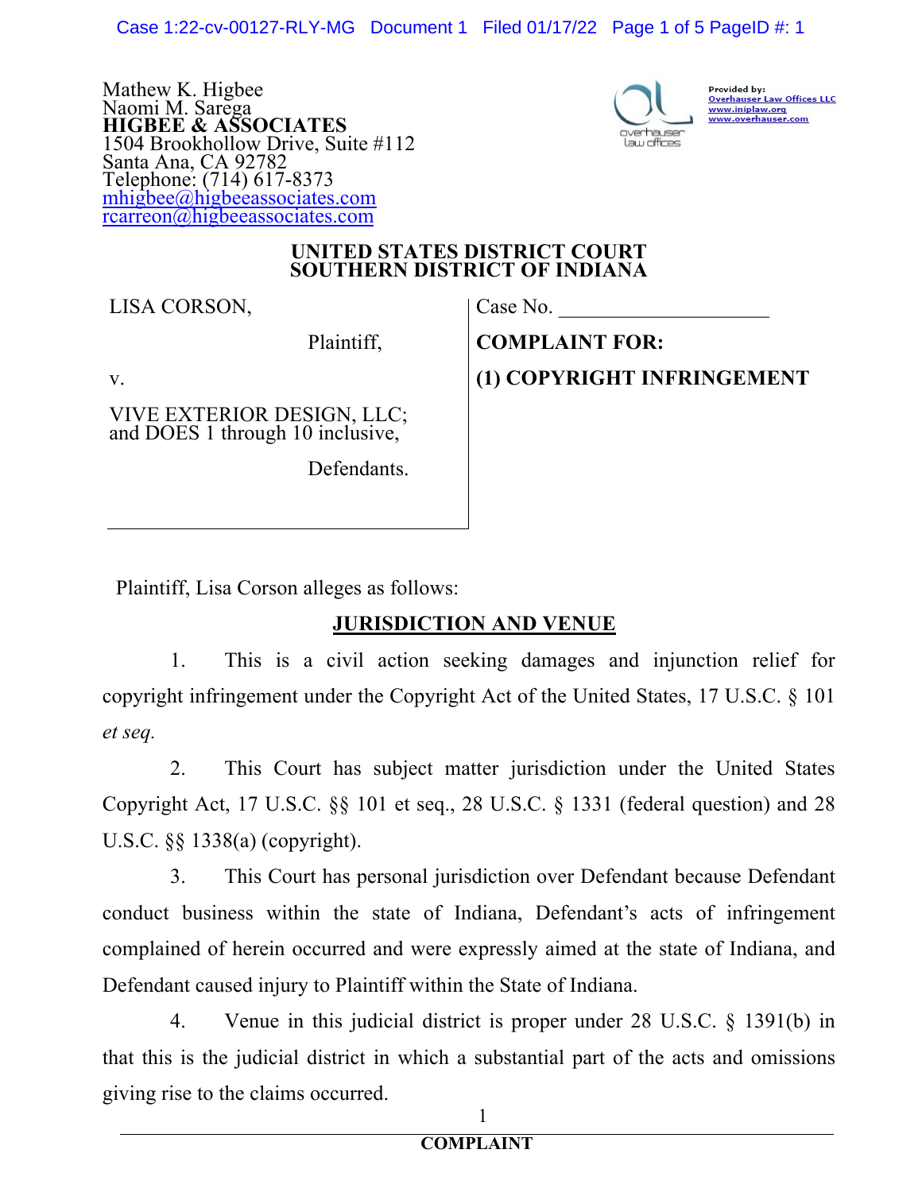Mathew K. Higbee
Naomi M. Sarega
**HIGBEE & ASSOCIATES**
1504 Brookhollow Drive, Suite #112
Santa Ana, CA 92782
Telephone: (714) 617-8373
mhigbee@higbeeassociates.com
rcarreon@higbeeassociates.com

Provided by:
Overhauser Law Offices LLC
www.iniplaw.org
www.overhauser.com

**UNITED STATES DISTRICT COURT**
**SOUTHERN DISTRICT OF INDIANA**

| | |
|---|---|
| LISA CORSON, Plaintiff, v. VIVE EXTERIOR DESIGN, LLC; and DOES 1 through 10 inclusive, Defendants. | Case No. ____________________ **COMPLAINT FOR:** **(1) COPYRIGHT INFRINGEMENT** |

Plaintiff, Lisa Corson alleges as follows:

## JURISDICTION AND VENUE

1. This is a civil action seeking damages and injunction relief for copyright infringement under the Copyright Act of the United States, 17 U.S.C. § 101 *et seq.*

2. This Court has subject matter jurisdiction under the United States Copyright Act, 17 U.S.C. §§ 101 et seq., 28 U.S.C. § 1331 (federal question) and 28 U.S.C. §§ 1338(a) (copyright).

3. This Court has personal jurisdiction over Defendant because Defendant conduct business within the state of Indiana, Defendant's acts of infringement complained of herein occurred and were expressly aimed at the state of Indiana, and Defendant caused injury to Plaintiff within the State of Indiana.

4. Venue in this judicial district is proper under 28 U.S.C. § 1391(b) in that this is the judicial district in which a substantial part of the acts and omissions giving rise to the claims occurred.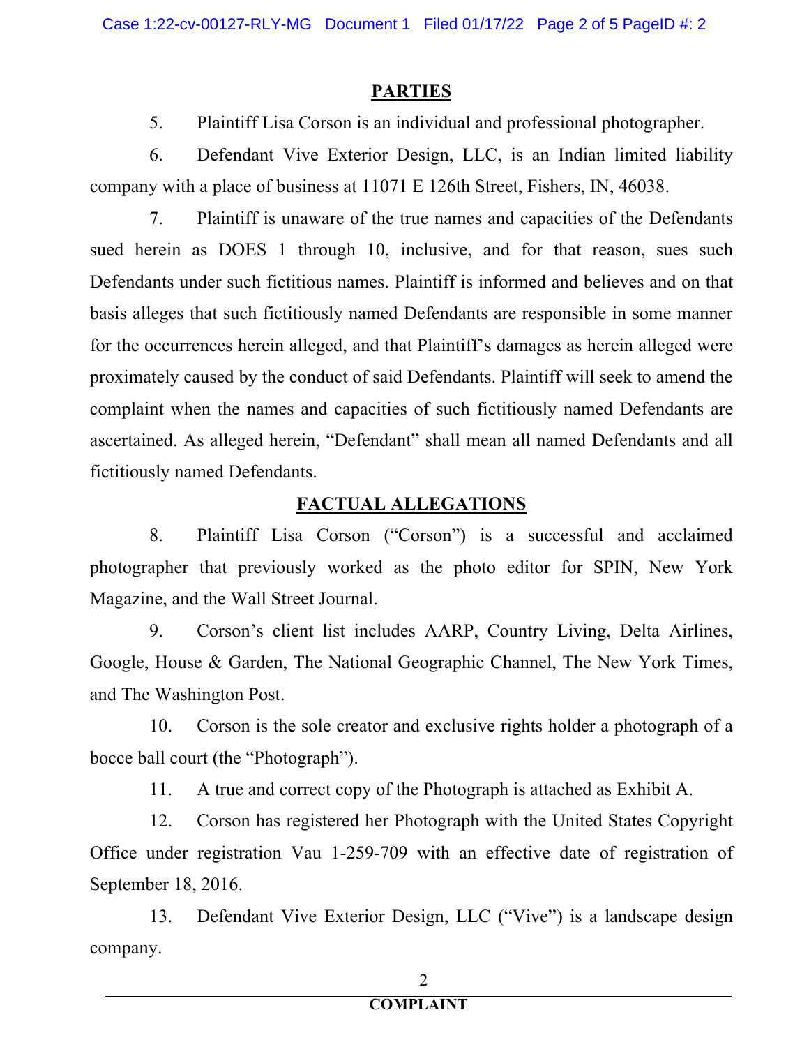## PARTIES

5. Plaintiff Lisa Corson is an individual and professional photographer.

6. Defendant Vive Exterior Design, LLC, is an Indian limited liability company with a place of business at 11071 E 126th Street, Fishers, IN, 46038.

7. Plaintiff is unaware of the true names and capacities of the Defendants sued herein as DOES 1 through 10, inclusive, and for that reason, sues such Defendants under such fictitious names. Plaintiff is informed and believes and on that basis alleges that such fictitiously named Defendants are responsible in some manner for the occurrences herein alleged, and that Plaintiff's damages as herein alleged were proximately caused by the conduct of said Defendants. Plaintiff will seek to amend the complaint when the names and capacities of such fictitiously named Defendants are ascertained. As alleged herein, "Defendant" shall mean all named Defendants and all fictitiously named Defendants.

## FACTUAL ALLEGATIONS

8. Plaintiff Lisa Corson ("Corson") is a successful and acclaimed photographer that previously worked as the photo editor for SPIN, New York Magazine, and the Wall Street Journal.

9. Corson's client list includes AARP, Country Living, Delta Airlines, Google, House & Garden, The National Geographic Channel, The New York Times, and The Washington Post.

10. Corson is the sole creator and exclusive rights holder a photograph of a bocce ball court (the "Photograph").

11. A true and correct copy of the Photograph is attached as Exhibit A.

12. Corson has registered her Photograph with the United States Copyright Office under registration Vau 1-259-709 with an effective date of registration of September 18, 2016.

13. Defendant Vive Exterior Design, LLC ("Vive") is a landscape design company.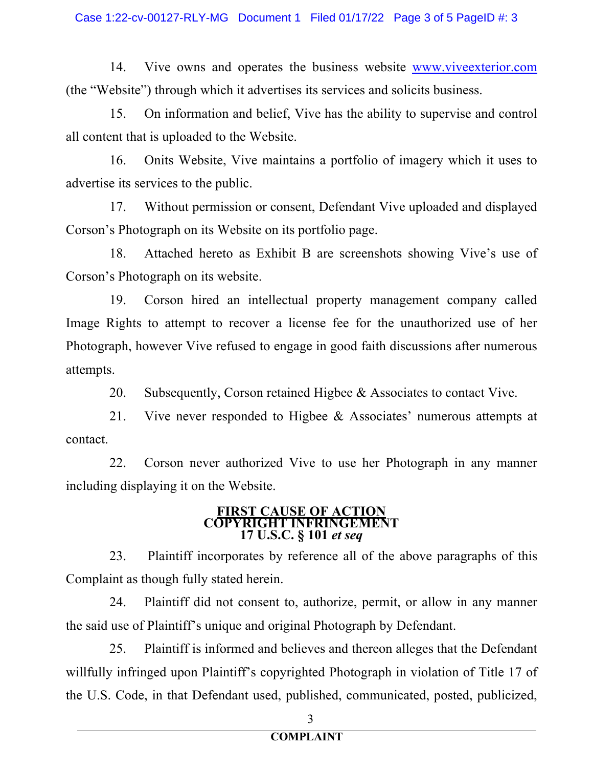14. Vive owns and operates the business website www.viveexterior.com (the "Website") through which it advertises its services and solicits business.

15. On information and belief, Vive has the ability to supervise and control all content that is uploaded to the Website.

16. Onits Website, Vive maintains a portfolio of imagery which it uses to advertise its services to the public.

17. Without permission or consent, Defendant Vive uploaded and displayed Corson's Photograph on its Website on its portfolio page.

18. Attached hereto as Exhibit B are screenshots showing Vive's use of Corson's Photograph on its website.

19. Corson hired an intellectual property management company called Image Rights to attempt to recover a license fee for the unauthorized use of her Photograph, however Vive refused to engage in good faith discussions after numerous attempts.

20. Subsequently, Corson retained Higbee & Associates to contact Vive.

21. Vive never responded to Higbee & Associates' numerous attempts at contact.

22. Corson never authorized Vive to use her Photograph in any manner including displaying it on the Website.

## FIRST CAUSE OF ACTION
## COPYRIGHT INFRINGEMENT
## 17 U.S.C. § 101 *et seq*

23. Plaintiff incorporates by reference all of the above paragraphs of this Complaint as though fully stated herein.

24. Plaintiff did not consent to, authorize, permit, or allow in any manner the said use of Plaintiff's unique and original Photograph by Defendant.

25. Plaintiff is informed and believes and thereon alleges that the Defendant willfully infringed upon Plaintiff's copyrighted Photograph in violation of Title 17 of the U.S. Code, in that Defendant used, published, communicated, posted, publicized,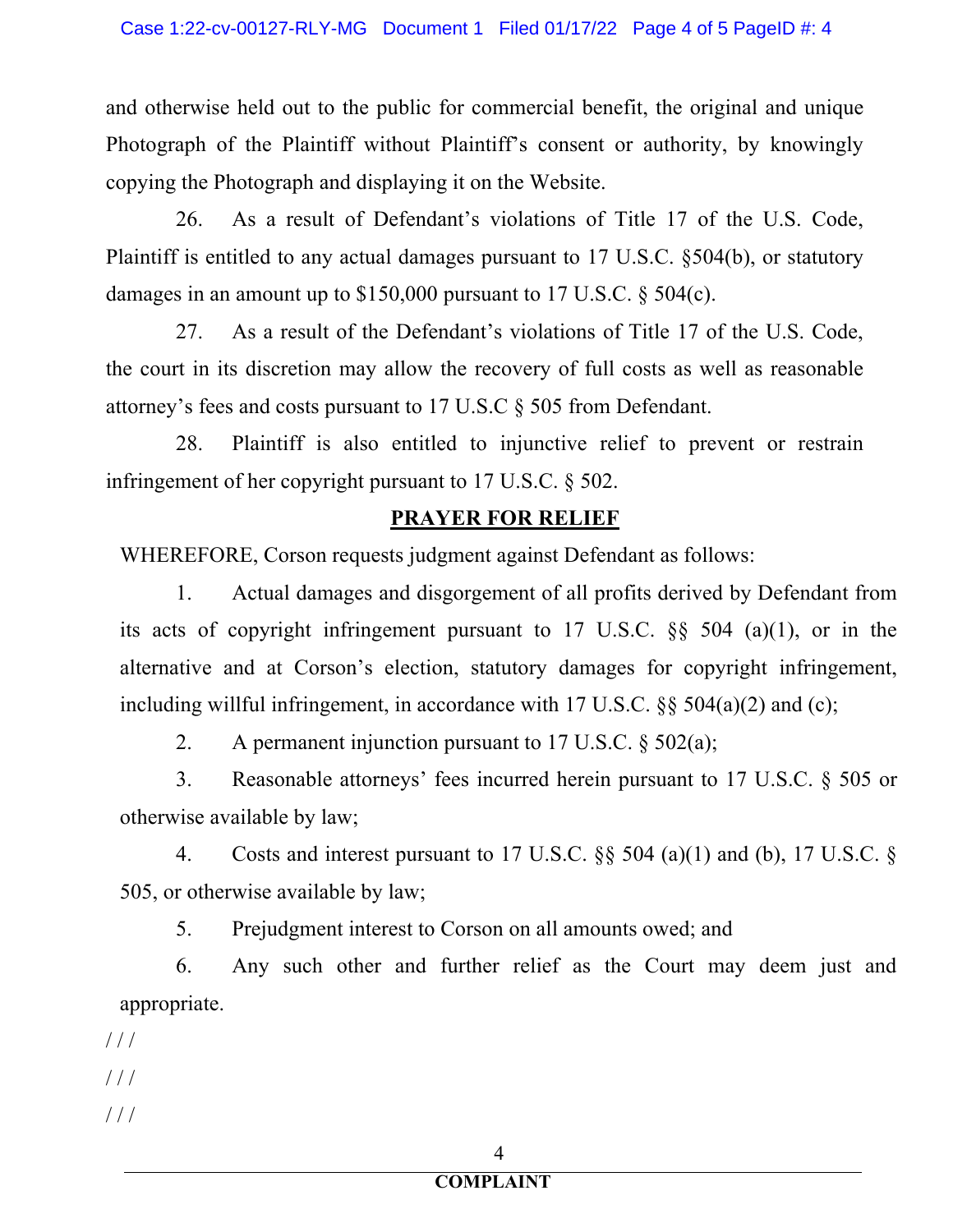and otherwise held out to the public for commercial benefit, the original and unique Photograph of the Plaintiff without Plaintiff's consent or authority, by knowingly copying the Photograph and displaying it on the Website.

26. As a result of Defendant's violations of Title 17 of the U.S. Code, Plaintiff is entitled to any actual damages pursuant to 17 U.S.C. §504(b), or statutory damages in an amount up to $150,000 pursuant to 17 U.S.C. § 504(c).

27. As a result of the Defendant's violations of Title 17 of the U.S. Code, the court in its discretion may allow the recovery of full costs as well as reasonable attorney's fees and costs pursuant to 17 U.S.C § 505 from Defendant.

28. Plaintiff is also entitled to injunctive relief to prevent or restrain infringement of her copyright pursuant to 17 U.S.C. § 502.

## PRAYER FOR RELIEF

WHEREFORE, Corson requests judgment against Defendant as follows:

1. Actual damages and disgorgement of all profits derived by Defendant from its acts of copyright infringement pursuant to 17 U.S.C. §§ 504 (a)(1), or in the alternative and at Corson's election, statutory damages for copyright infringement, including willful infringement, in accordance with 17 U.S.C. §§ 504(a)(2) and (c);

2. A permanent injunction pursuant to 17 U.S.C. § 502(a);

3. Reasonable attorneys' fees incurred herein pursuant to 17 U.S.C. § 505 or otherwise available by law;

4. Costs and interest pursuant to 17 U.S.C. §§ 504 (a)(1) and (b), 17 U.S.C. § 505, or otherwise available by law;

5. Prejudgment interest to Corson on all amounts owed; and

6. Any such other and further relief as the Court may deem just and appropriate.

/ / /

/ / /

/ / /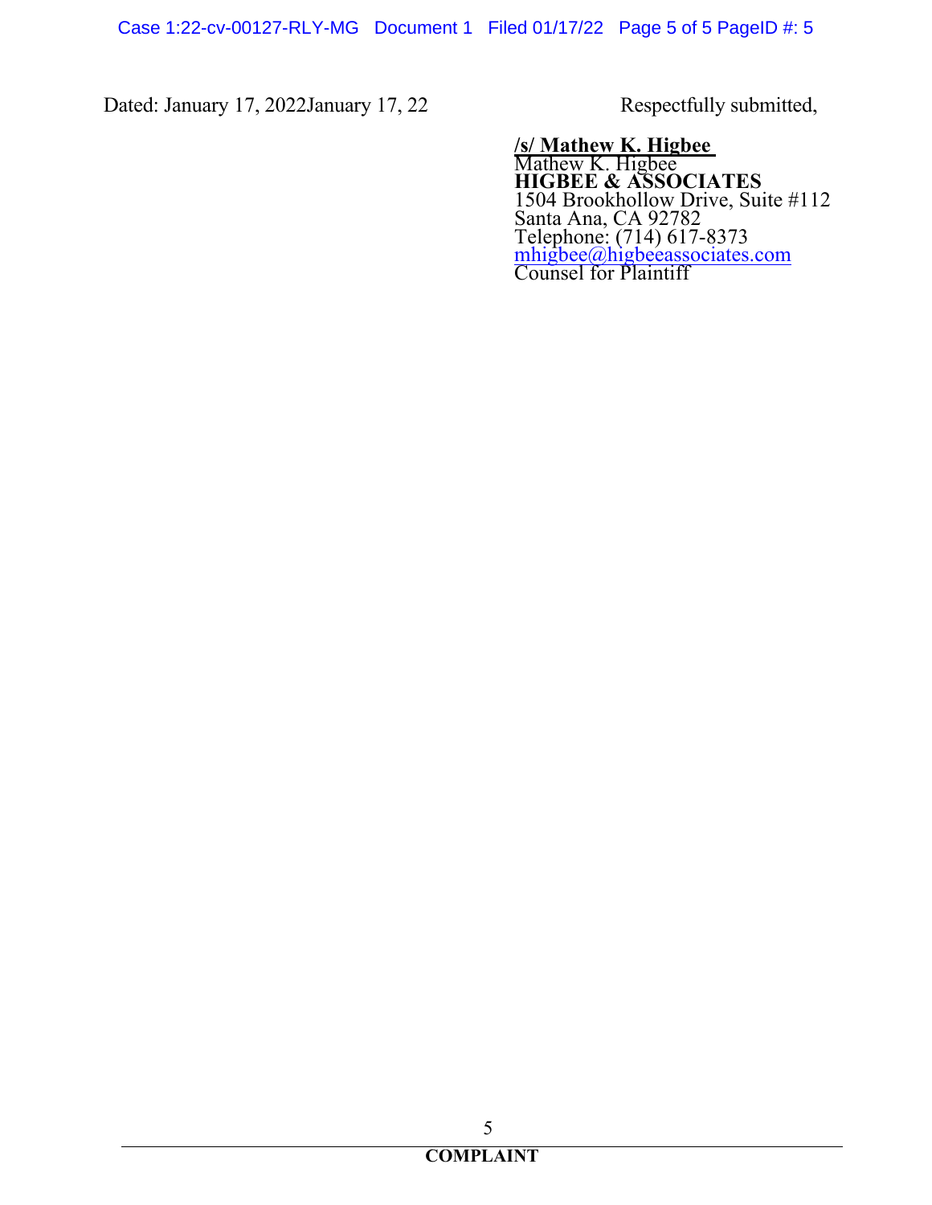Dated: January 17, 2022January 17, 22

Respectfully submitted,

**/s/ Mathew K. Higbee**
Mathew K. Higbee
**HIGBEE & ASSOCIATES**
1504 Brookhollow Drive, Suite #112
Santa Ana, CA 92782
Telephone: (714) 617-8373
mhigbee@higbeeassociates.com
Counsel for Plaintiff